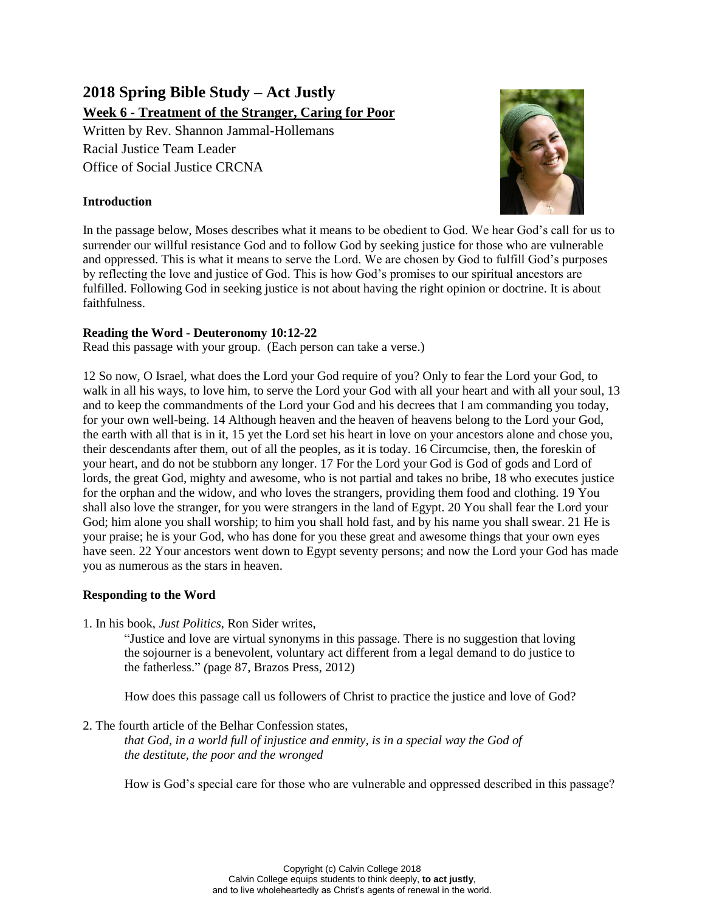# 2018 Spring Bible Study – Act Justly

## Week 6 - Treatment of the Stranger, Caring for Poor

Written by Rev. Shannon Jammal-Hollemans
Racial Justice Team Leader
Office of Social Justice CRCNA

### Introduction

In the passage below, Moses describes what it means to be obedient to God. We hear God's call for us to surrender our willful resistance God and to follow God by seeking justice for those who are vulnerable and oppressed. This is what it means to serve the Lord. We are chosen by God to fulfill God's purposes by reflecting the love and justice of God. This is how God's promises to our spiritual ancestors are fulfilled. Following God in seeking justice is not about having the right opinion or doctrine. It is about faithfulness.

### Reading the Word - Deuteronomy 10:12-22

Read this passage with your group. (Each person can take a verse.)

12 So now, O Israel, what does the Lord your God require of you? Only to fear the Lord your God, to walk in all his ways, to love him, to serve the Lord your God with all your heart and with all your soul, 13 and to keep the commandments of the Lord your God and his decrees that I am commanding you today, for your own well-being. 14 Although heaven and the heaven of heavens belong to the Lord your God, the earth with all that is in it, 15 yet the Lord set his heart in love on your ancestors alone and chose you, their descendants after them, out of all the peoples, as it is today. 16 Circumcise, then, the foreskin of your heart, and do not be stubborn any longer. 17 For the Lord your God is God of gods and Lord of lords, the great God, mighty and awesome, who is not partial and takes no bribe, 18 who executes justice for the orphan and the widow, and who loves the strangers, providing them food and clothing. 19 You shall also love the stranger, for you were strangers in the land of Egypt. 20 You shall fear the Lord your God; him alone you shall worship; to him you shall hold fast, and by his name you shall swear. 21 He is your praise; he is your God, who has done for you these great and awesome things that your own eyes have seen. 22 Your ancestors went down to Egypt seventy persons; and now the Lord your God has made you as numerous as the stars in heaven.

### Responding to the Word

1. In his book, *Just Politics*, Ron Sider writes,

   "Justice and love are virtual synonyms in this passage. There is no suggestion that loving the sojourner is a benevolent, voluntary act different from a legal demand to do justice to the fatherless." (page 87, Brazos Press, 2012)

   How does this passage call us followers of Christ to practice the justice and love of God?

2. The fourth article of the Belhar Confession states,

   *that God, in a world full of injustice and enmity, is in a special way the God of the destitute, the poor and the wronged*

   How is God's special care for those who are vulnerable and oppressed described in this passage?

Copyright (c) Calvin College 2018
Calvin College equips students to think deeply, **to act justly**, and to live wholeheartedly as Christ's agents of renewal in the world.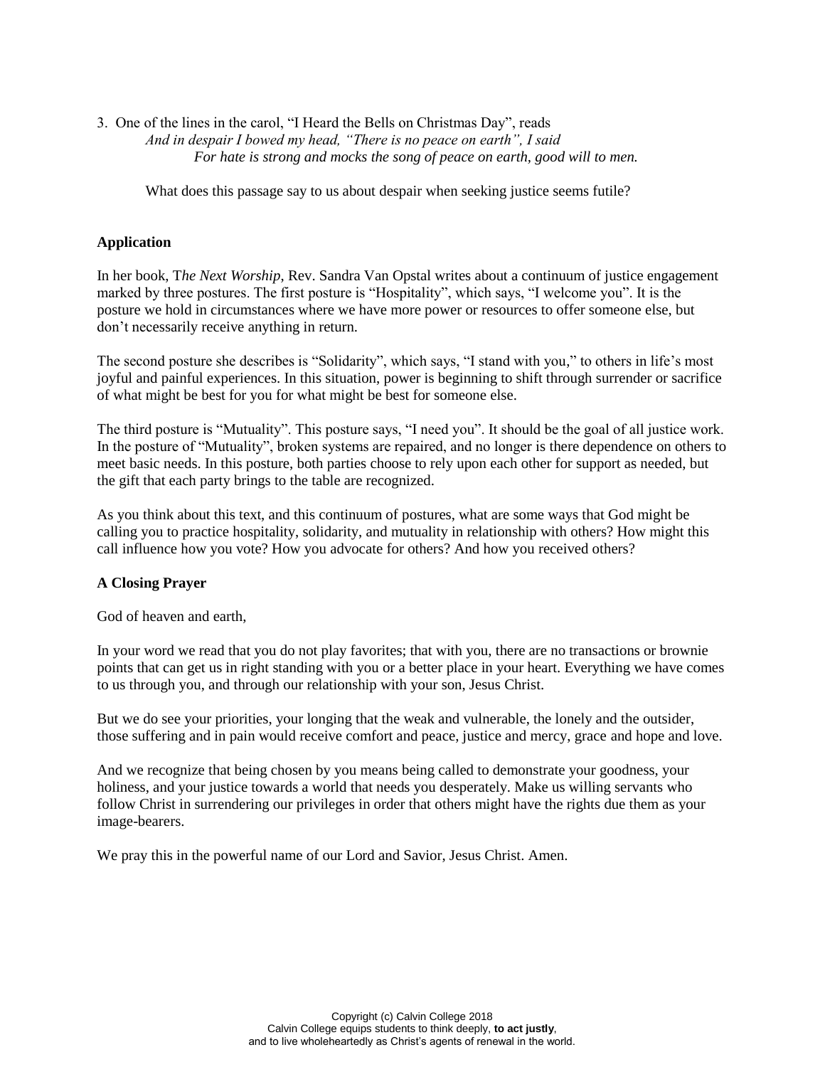3. One of the lines in the carol, “I Heard the Bells on Christmas Day”, reads

   *And in despair I bowed my head, “There is no peace on earth”, I said*
   *For hate is strong and mocks the song of peace on earth, good will to men.*

   What does this passage say to us about despair when seeking justice seems futile?

**Application**

In her book, T*he Next Worship*, Rev. Sandra Van Opstal writes about a continuum of justice engagement marked by three postures. The first posture is “Hospitality”, which says, “I welcome you”. It is the posture we hold in circumstances where we have more power or resources to offer someone else, but don’t necessarily receive anything in return.

The second posture she describes is “Solidarity”, which says, “I stand with you,” to others in life’s most joyful and painful experiences. In this situation, power is beginning to shift through surrender or sacrifice of what might be best for you for what might be best for someone else.

The third posture is “Mutuality”. This posture says, “I need you”. It should be the goal of all justice work. In the posture of “Mutuality”, broken systems are repaired, and no longer is there dependence on others to meet basic needs. In this posture, both parties choose to rely upon each other for support as needed, but the gift that each party brings to the table are recognized.

As you think about this text, and this continuum of postures, what are some ways that God might be calling you to practice hospitality, solidarity, and mutuality in relationship with others? How might this call influence how you vote? How you advocate for others? And how you received others?

**A Closing Prayer**

God of heaven and earth,

In your word we read that you do not play favorites; that with you, there are no transactions or brownie points that can get us in right standing with you or a better place in your heart. Everything we have comes to us through you, and through our relationship with your son, Jesus Christ.

But we do see your priorities, your longing that the weak and vulnerable, the lonely and the outsider, those suffering and in pain would receive comfort and peace, justice and mercy, grace and hope and love.

And we recognize that being chosen by you means being called to demonstrate your goodness, your holiness, and your justice towards a world that needs you desperately. Make us willing servants who follow Christ in surrendering our privileges in order that others might have the rights due them as your image-bearers.

We pray this in the powerful name of our Lord and Savior, Jesus Christ. Amen.

Copyright (c) Calvin College 2018
Calvin College equips students to think deeply, **to act justly**, and to live wholeheartedly as Christ’s agents of renewal in the world.